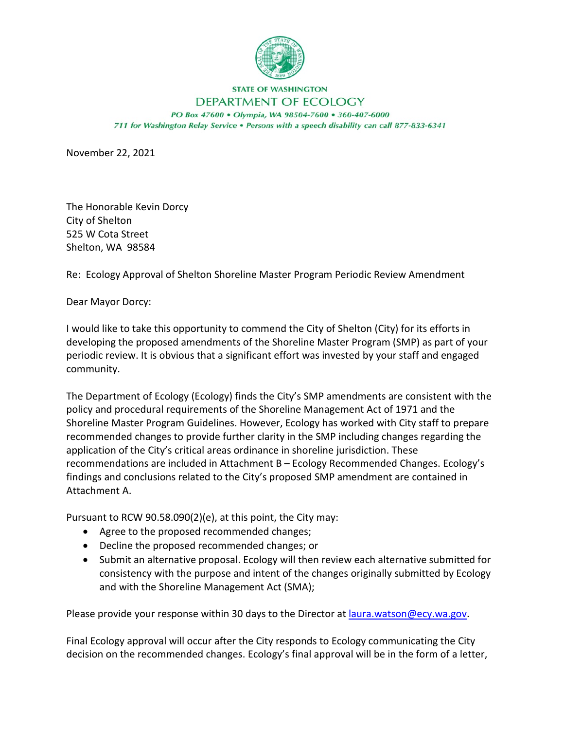STATE OF WASHINGTON

DEPARTMENT OF ECOLOGY

*PO Box 47600 • Olympia, WA 98504-7600 • 360-407-6000*

*711 for Washington Relay Service • Persons with a speech disability can call 877-833-6341*

November 22, 2021

The Honorable Kevin Dorcy
City of Shelton
525 W Cota Street
Shelton, WA 98584

Re: Ecology Approval of Shelton Shoreline Master Program Periodic Review Amendment

Dear Mayor Dorcy:

I would like to take this opportunity to commend the City of Shelton (City) for its efforts in developing the proposed amendments of the Shoreline Master Program (SMP) as part of your periodic review. It is obvious that a significant effort was invested by your staff and engaged community.

The Department of Ecology (Ecology) finds the City's SMP amendments are consistent with the policy and procedural requirements of the Shoreline Management Act of 1971 and the Shoreline Master Program Guidelines. However, Ecology has worked with City staff to prepare recommended changes to provide further clarity in the SMP including changes regarding the application of the City's critical areas ordinance in shoreline jurisdiction. These recommendations are included in Attachment B – Ecology Recommended Changes. Ecology's findings and conclusions related to the City's proposed SMP amendment are contained in Attachment A.

Pursuant to RCW 90.58.090(2)(e), at this point, the City may:

- Agree to the proposed recommended changes;
- Decline the proposed recommended changes; or
- Submit an alternative proposal. Ecology will then review each alternative submitted for consistency with the purpose and intent of the changes originally submitted by Ecology and with the Shoreline Management Act (SMA);

Please provide your response within 30 days to the Director at [laura.watson@ecy.wa.gov](mailto:laura.watson@ecy.wa.gov).

Final Ecology approval will occur after the City responds to Ecology communicating the City decision on the recommended changes. Ecology's final approval will be in the form of a letter,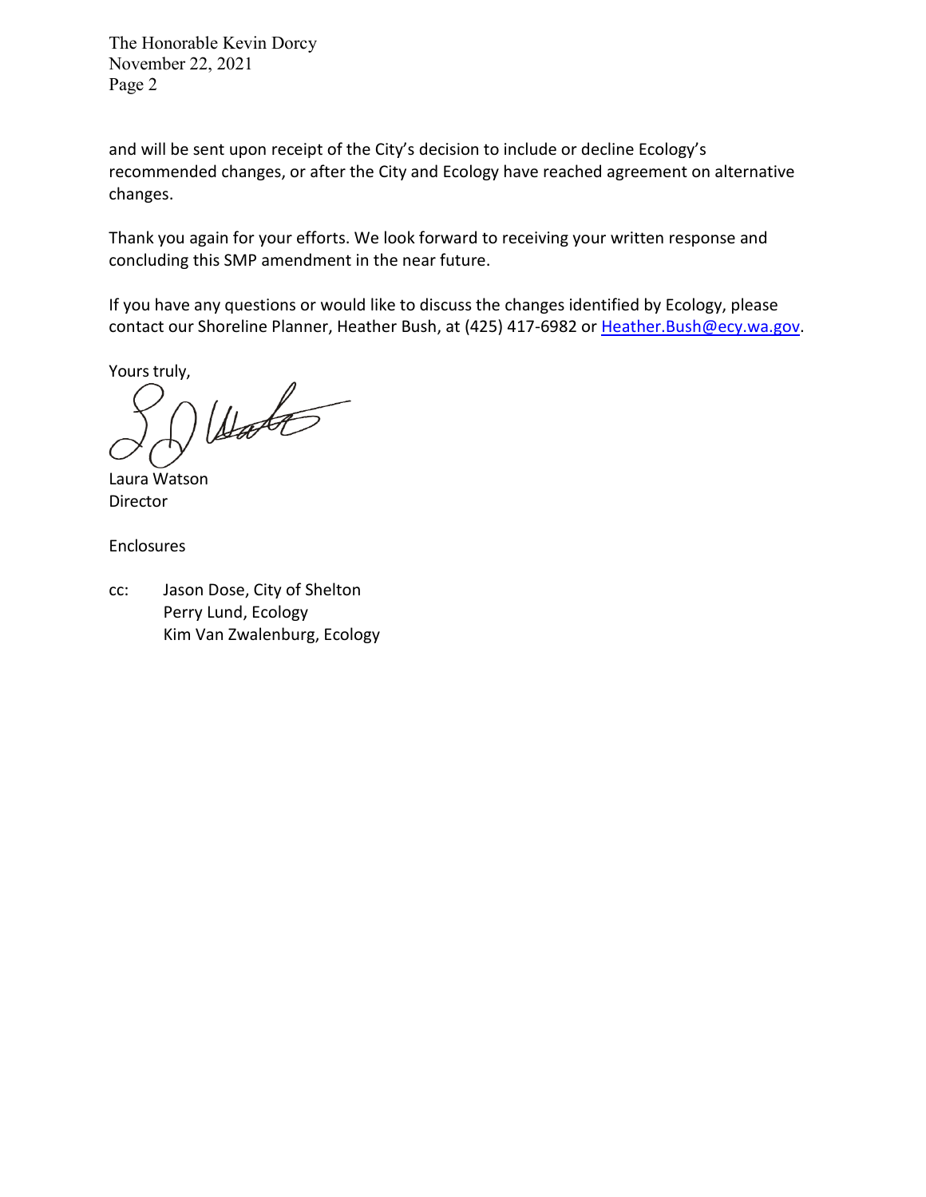and will be sent upon receipt of the City's decision to include or decline Ecology's recommended changes, or after the City and Ecology have reached agreement on alternative changes.

Thank you again for your efforts. We look forward to receiving your written response and concluding this SMP amendment in the near future.

If you have any questions or would like to discuss the changes identified by Ecology, please contact our Shoreline Planner, Heather Bush, at (425) 417-6982 or Heather.Bush@ecy.wa.gov.

Yours truly,

Laura Watson
Director

Enclosures

cc: Jason Dose, City of Shelton
Perry Lund, Ecology
Kim Van Zwalenburg, Ecology